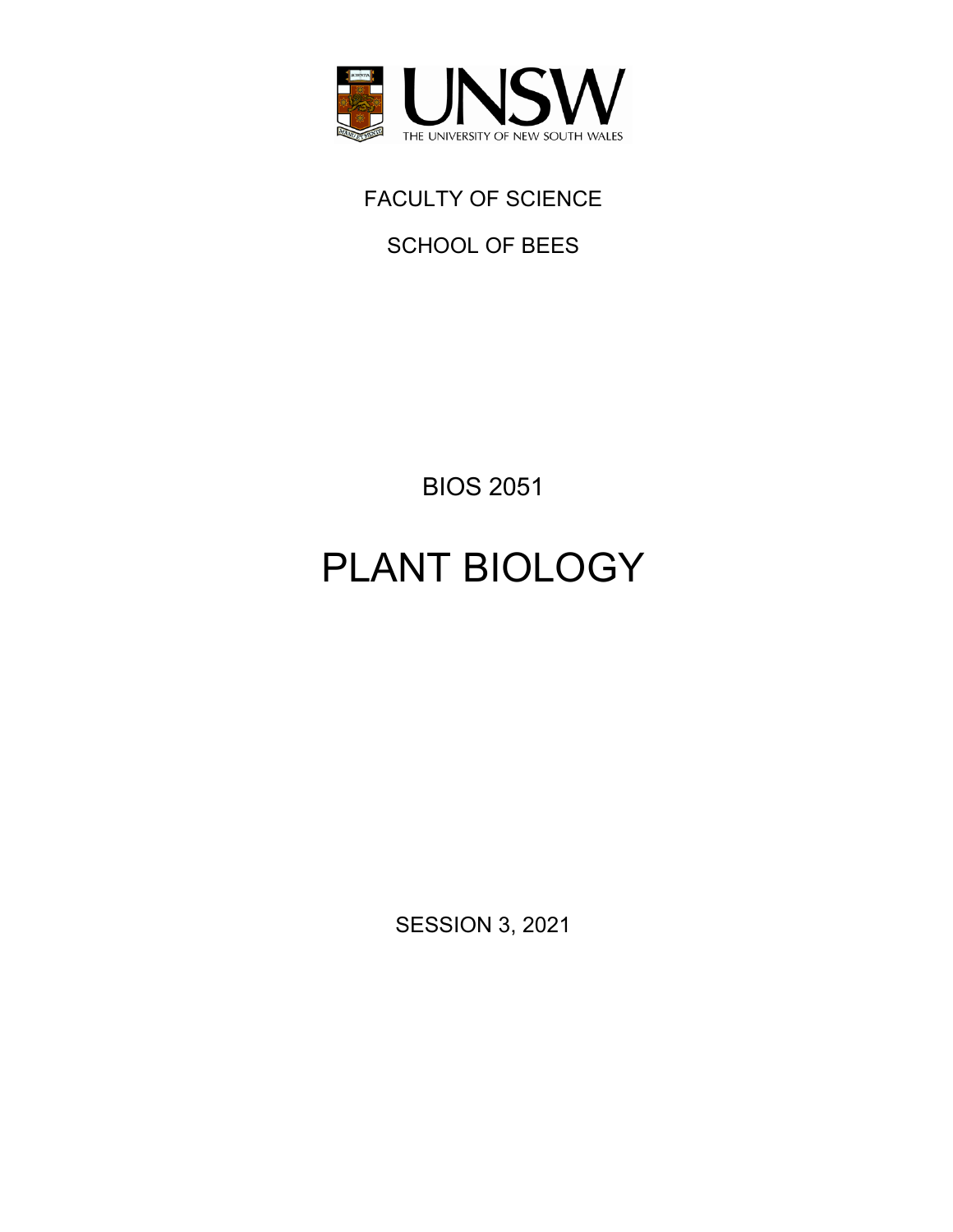UNSW

THE UNIVERSITY OF NEW SOUTH WALES

FACULTY OF SCIENCE

SCHOOL OF BEES

BIOS 2051

# PLANT BIOLOGY

SESSION 3, 2021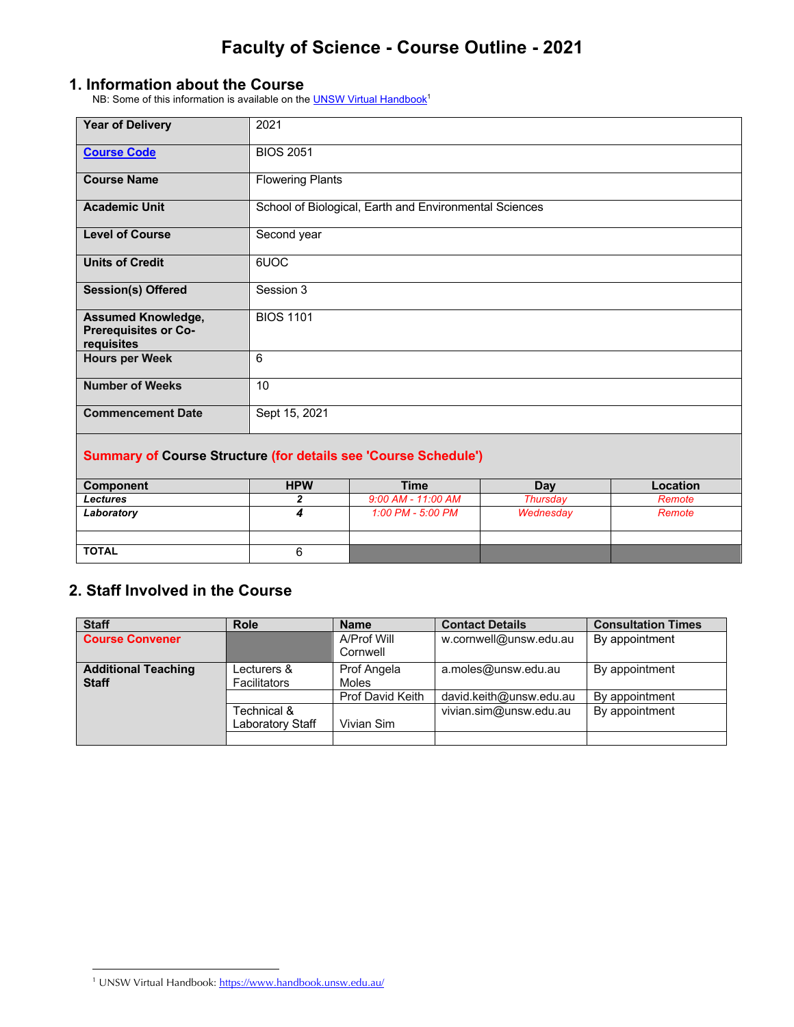# Faculty of Science - Course Outline - 2021

## 1. Information about the Course

NB: Some of this information is available on the UNSW Virtual Handbook[1]

| | |
|---|---|
| **Year of Delivery** | 2021 |
| **Course Code** | BIOS 2051 |
| **Course Name** | Flowering Plants |
| **Academic Unit** | School of Biological, Earth and Environmental Sciences |
| **Level of Course** | Second year |
| **Units of Credit** | 6UOC |
| **Session(s) Offered** | Session 3 |
| **Assumed Knowledge, Prerequisites or Co-requisites** | BIOS 1101 |
| **Hours per Week** | 6 |
| **Number of Weeks** | 10 |
| **Commencement Date** | Sept 15, 2021 |

**Summary of Course Structure (for details see 'Course Schedule')**

| Component | HPW | Time | Day | Location |
|---|---|---|---|---|
| ***Lectures*** | ***2*** | *9:00 AM - 11:00 AM* | *Thursday* | *Remote* |
| ***Laboratory*** | ***4*** | *1:00 PM - 5:00 PM* | *Wednesday* | *Remote* |
| | | | | |
| **TOTAL** | 6 | | | |

## 2. Staff Involved in the Course

| Staff | Role | Name | Contact Details | Consultation Times |
|---|---|---|---|---|
| **Course Convener** | | A/Prof Will Cornwell | w.cornwell@unsw.edu.au | By appointment |
| **Additional Teaching Staff** | Lecturers & Facilitators | Prof Angela Moles | a.moles@unsw.edu.au | By appointment |
| | | Prof David Keith | david.keith@unsw.edu.au | By appointment |
| | Technical & Laboratory Staff | Vivian Sim | vivian.sim@unsw.edu.au | By appointment |
| | | | | |

[1] UNSW Virtual Handbook: https://www.handbook.unsw.edu.au/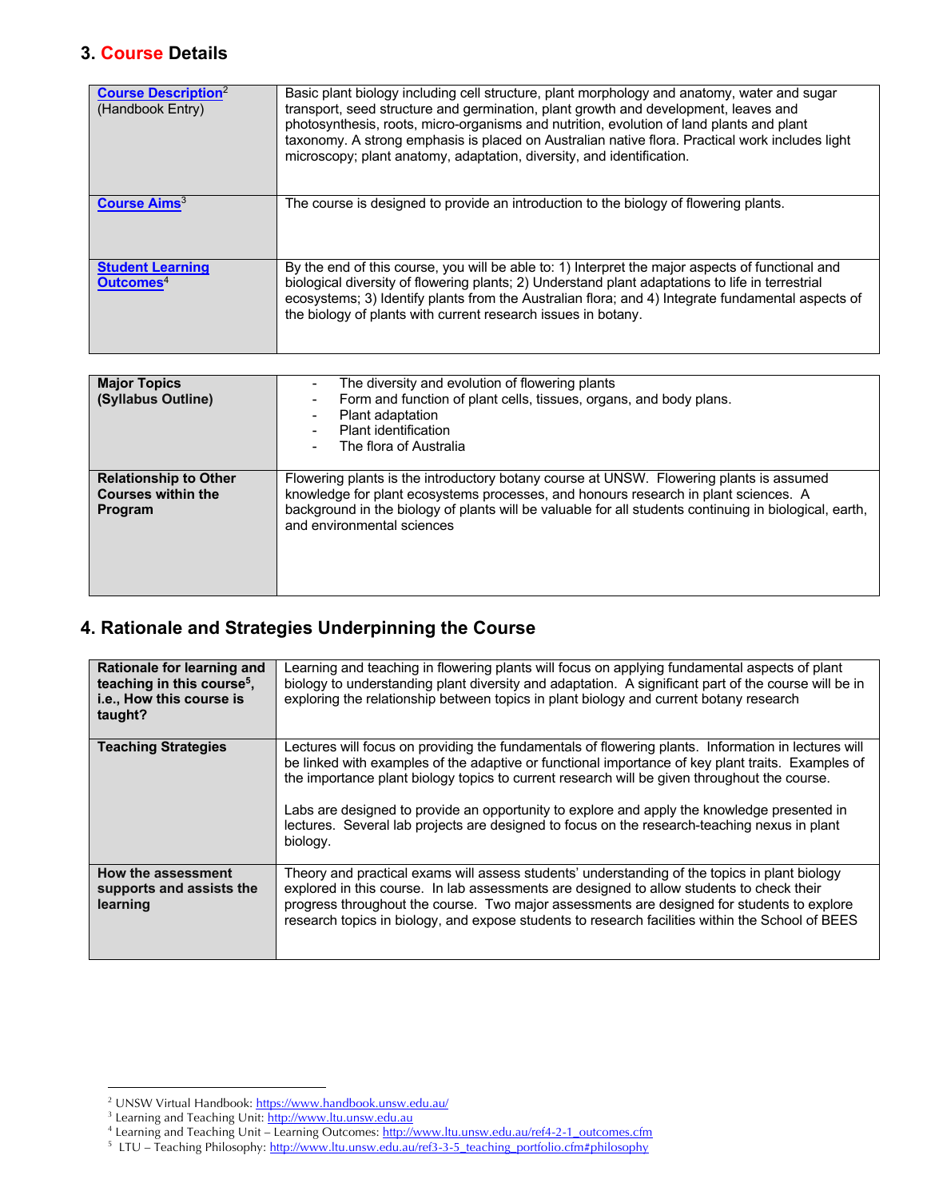## 3. Course Details

| | |
|---|---|
| **Course Description**[2] (Handbook Entry) | Basic plant biology including cell structure, plant morphology and anatomy, water and sugar transport, seed structure and germination, plant growth and development, leaves and photosynthesis, roots, micro-organisms and nutrition, evolution of land plants and plant taxonomy. A strong emphasis is placed on Australian native flora. Practical work includes light microscopy; plant anatomy, adaptation, diversity, and identification. |
| **Course Aims**[3] | The course is designed to provide an introduction to the biology of flowering plants. |
| **Student Learning Outcomes**[4] | By the end of this course, you will be able to: 1) Interpret the major aspects of functional and biological diversity of flowering plants; 2) Understand plant adaptations to life in terrestrial ecosystems; 3) Identify plants from the Australian flora; and 4) Integrate fundamental aspects of the biology of plants with current research issues in botany. |

| | |
|---|---|
| **Major Topics (Syllabus Outline)** | - The diversity and evolution of flowering plants<br>- Form and function of plant cells, tissues, organs, and body plans.<br>- Plant adaptation<br>- Plant identification<br>- The flora of Australia |
| **Relationship to Other Courses within the Program** | Flowering plants is the introductory botany course at UNSW. Flowering plants is assumed knowledge for plant ecosystems processes, and honours research in plant sciences. A background in the biology of plants will be valuable for all students continuing in biological, earth, and environmental sciences |

## 4. Rationale and Strategies Underpinning the Course

| | |
|---|---|
| **Rationale for learning and teaching in this course**[5]**, i.e., How this course is taught?** | Learning and teaching in flowering plants will focus on applying fundamental aspects of plant biology to understanding plant diversity and adaptation. A significant part of the course will be in exploring the relationship between topics in plant biology and current botany research |
| **Teaching Strategies** | Lectures will focus on providing the fundamentals of flowering plants. Information in lectures will be linked with examples of the adaptive or functional importance of key plant traits. Examples of the importance plant biology topics to current research will be given throughout the course.<br><br>Labs are designed to provide an opportunity to explore and apply the knowledge presented in lectures. Several lab projects are designed to focus on the research-teaching nexus in plant biology. |
| **How the assessment supports and assists the learning** | Theory and practical exams will assess students' understanding of the topics in plant biology explored in this course. In lab assessments are designed to allow students to check their progress throughout the course. Two major assessments are designed for students to explore research topics in biology, and expose students to research facilities within the School of BEES |

---

[2] UNSW Virtual Handbook: https://www.handbook.unsw.edu.au/

[3] Learning and Teaching Unit: http://www.ltu.unsw.edu.au

[4] Learning and Teaching Unit – Learning Outcomes: http://www.ltu.unsw.edu.au/ref4-2-1_outcomes.cfm

[5] LTU – Teaching Philosophy: http://www.ltu.unsw.edu.au/ref3-3-5_teaching_portfolio.cfm#philosophy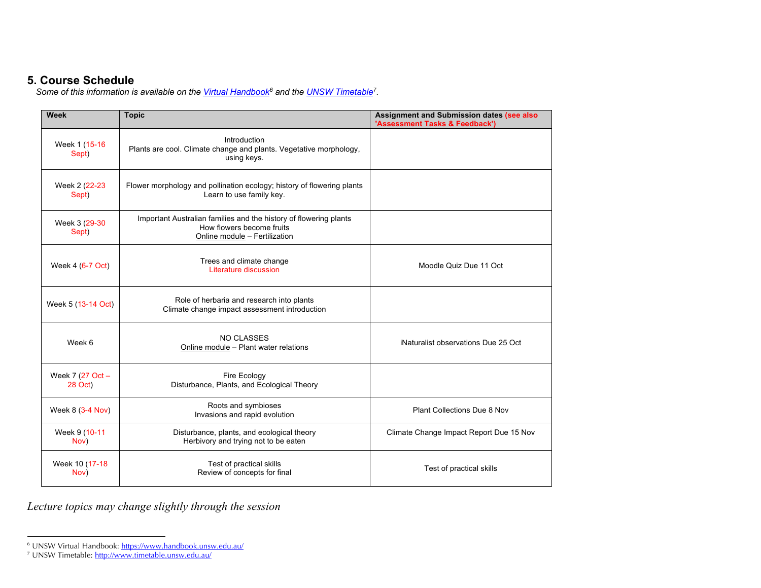## 5. Course Schedule

*Some of this information is available on the [Virtual Handbook](https://www.handbook.unsw.edu.au/)[6] and the [UNSW Timetable](http://www.timetable.unsw.edu.au/)[7].*

| Week | Topic | Assignment and Submission dates (see also 'Assessment Tasks & Feedback') |
|---|---|---|
| Week 1 (15-16 Sept) | Introduction<br>Plants are cool. Climate change and plants. Vegetative morphology, using keys. | |
| Week 2 (22-23 Sept) | Flower morphology and pollination ecology; history of flowering plants<br>Learn to use family key. | |
| Week 3 (29-30 Sept) | Important Australian families and the history of flowering plants<br>How flowers become fruits<br>Online module – Fertilization | |
| Week 4 (6-7 Oct) | Trees and climate change<br>Literature discussion | Moodle Quiz Due 11 Oct |
| Week 5 (13-14 Oct) | Role of herbaria and research into plants<br>Climate change impact assessment introduction | |
| Week 6 | NO CLASSES<br>Online module – Plant water relations | iNaturalist observations Due 25 Oct |
| Week 7 (27 Oct – 28 Oct) | Fire Ecology<br>Disturbance, Plants, and Ecological Theory | |
| Week 8 (3-4 Nov) | Roots and symbioses<br>Invasions and rapid evolution | Plant Collections Due 8 Nov |
| Week 9 (10-11 Nov) | Disturbance, plants, and ecological theory<br>Herbivory and trying not to be eaten | Climate Change Impact Report Due 15 Nov |
| Week 10 (17-18 Nov) | Test of practical skills<br>Review of concepts for final | Test of practical skills |

*Lecture topics may change slightly through the session*

---

[6] UNSW Virtual Handbook: https://www.handbook.unsw.edu.au/
[7] UNSW Timetable: http://www.timetable.unsw.edu.au/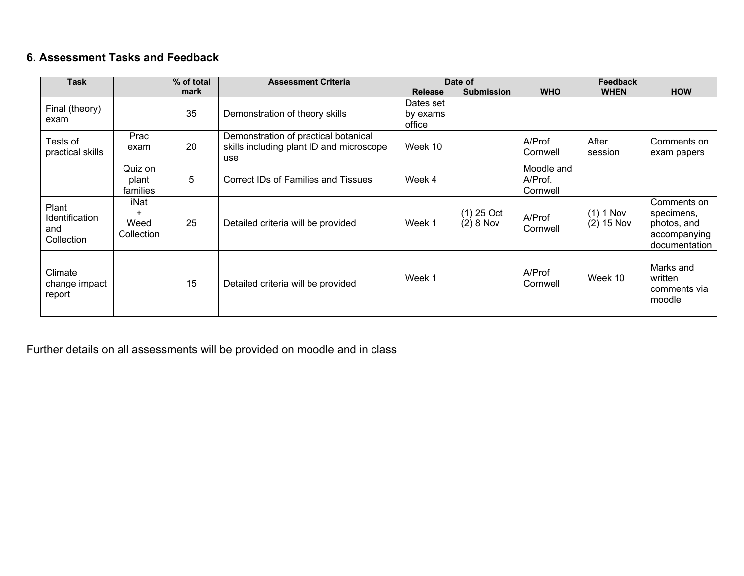### 6. Assessment Tasks and Feedback

| Task | | % of total mark | Assessment Criteria | Date of | | Feedback | | |
|---|---|---|---|---|---|---|---|---|
| | | | | Release | Submission | WHO | WHEN | HOW |
| Final (theory) exam | | 35 | Demonstration of theory skills | Dates set by exams office | | | | |
| Tests of practical skills | Prac exam | 20 | Demonstration of practical botanical skills including plant ID and microscope use | Week 10 | | A/Prof. Cornwell | After session | Comments on exam papers |
| | Quiz on plant families | 5 | Correct IDs of Families and Tissues | Week 4 | | Moodle and A/Prof. Cornwell | | |
| Plant Identification and Collection | iNat + Weed Collection | 25 | Detailed criteria will be provided | Week 1 | (1) 25 Oct (2) 8 Nov | A/Prof Cornwell | (1) 1 Nov (2) 15 Nov | Comments on specimens, photos, and accompanying documentation |
| Climate change impact report | | 15 | Detailed criteria will be provided | Week 1 | | A/Prof Cornwell | Week 10 | Marks and written comments via moodle |

Further details on all assessments will be provided on moodle and in class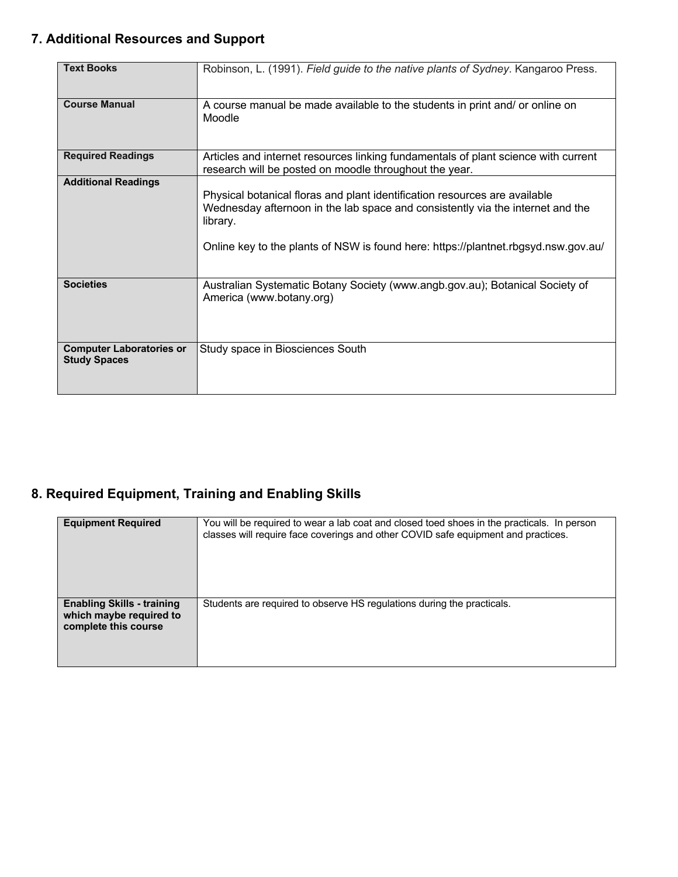## 7. Additional Resources and Support

| | |
|---|---|
| **Text Books** | Robinson, L. (1991). *Field guide to the native plants of Sydney*. Kangaroo Press. |
| **Course Manual** | A course manual be made available to the students in print and/ or online on Moodle |
| **Required Readings** | Articles and internet resources linking fundamentals of plant science with current research will be posted on moodle throughout the year. |
| **Additional Readings** | Physical botanical floras and plant identification resources are available Wednesday afternoon in the lab space and consistently via the internet and the library.<br><br>Online key to the plants of NSW is found here: https://plantnet.rbgsyd.nsw.gov.au/ |
| **Societies** | Australian Systematic Botany Society (www.angb.gov.au); Botanical Society of America (www.botany.org) |
| **Computer Laboratories or Study Spaces** | Study space in Biosciences South |

## 8. Required Equipment, Training and Enabling Skills

| | |
|---|---|
| **Equipment Required** | You will be required to wear a lab coat and closed toed shoes in the practicals. In person classes will require face coverings and other COVID safe equipment and practices. |
| **Enabling Skills - training which maybe required to complete this course** | Students are required to observe HS regulations during the practicals. |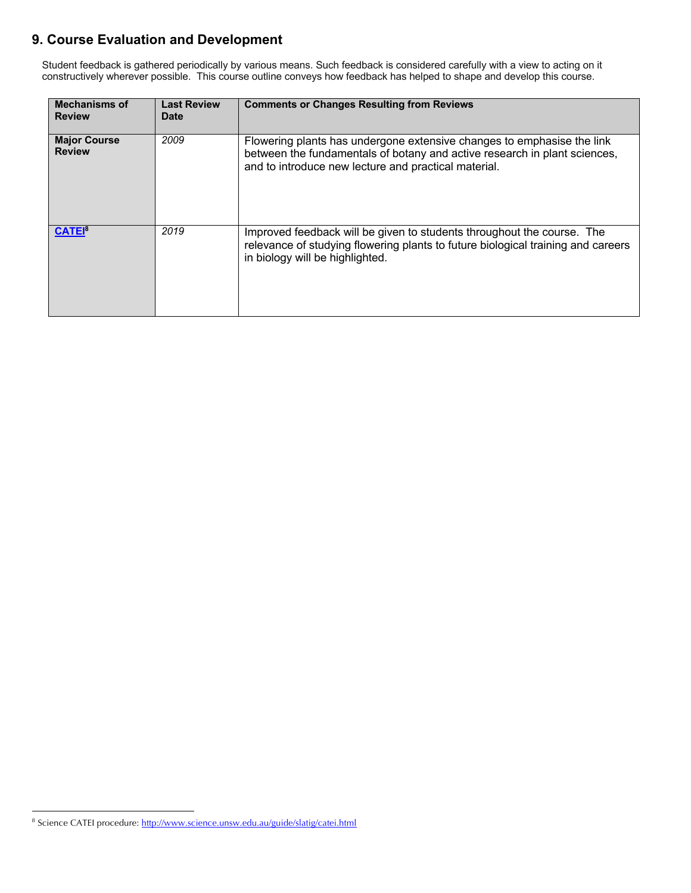## 9. Course Evaluation and Development

Student feedback is gathered periodically by various means. Such feedback is considered carefully with a view to acting on it constructively wherever possible. This course outline conveys how feedback has helped to shape and develop this course.

| Mechanisms of Review | Last Review Date | Comments or Changes Resulting from Reviews |
|---|---|---|
| **Major Course Review** | *2009* | Flowering plants has undergone extensive changes to emphasise the link between the fundamentals of botany and active research in plant sciences, and to introduce new lecture and practical material. |
| **CATEI**[8] | *2019* | Improved feedback will be given to students throughout the course. The relevance of studying flowering plants to future biological training and careers in biology will be highlighted. |

[8] Science CATEI procedure: http://www.science.unsw.edu.au/guide/slatig/catei.html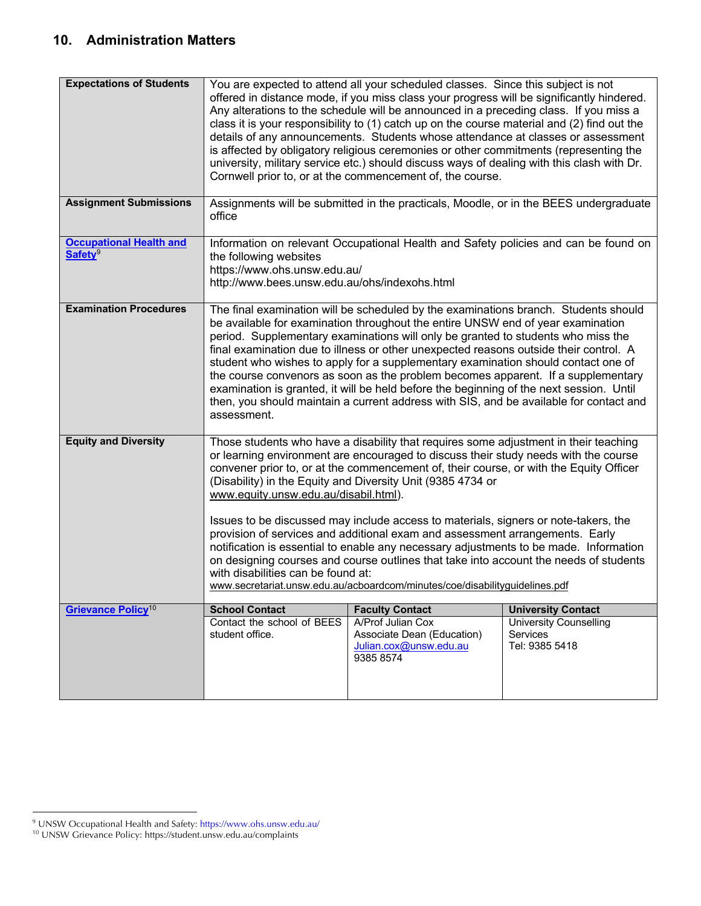## 10. Administration Matters

| | | | |
|---|---|---|---|
| **Expectations of Students** | You are expected to attend all your scheduled classes. Since this subject is not offered in distance mode, if you miss class your progress will be significantly hindered. Any alterations to the schedule will be announced in a preceding class. If you miss a class it is your responsibility to (1) catch up on the course material and (2) find out the details of any announcements. Students whose attendance at classes or assessment is affected by obligatory religious ceremonies or other commitments (representing the university, military service etc.) should discuss ways of dealing with this clash with Dr. Cornwell prior to, or at the commencement of, the course. | | |
| **Assignment Submissions** | Assignments will be submitted in the practicals, Moodle, or in the BEES undergraduate office | | |
| **Occupational Health and Safety**[9] | Information on relevant Occupational Health and Safety policies and can be found on the following websites<br>https://www.ohs.unsw.edu.au/<br>http://www.bees.unsw.edu.au/ohs/indexohs.html | | |
| **Examination Procedures** | The final examination will be scheduled by the examinations branch. Students should be available for examination throughout the entire UNSW end of year examination period. Supplementary examinations will only be granted to students who miss the final examination due to illness or other unexpected reasons outside their control. A student who wishes to apply for a supplementary examination should contact one of the course convenors as soon as the problem becomes apparent. If a supplementary examination is granted, it will be held before the beginning of the next session. Until then, you should maintain a current address with SIS, and be available for contact and assessment. | | |
| **Equity and Diversity** | Those students who have a disability that requires some adjustment in their teaching or learning environment are encouraged to discuss their study needs with the course convener prior to, or at the commencement of, their course, or with the Equity Officer (Disability) in the Equity and Diversity Unit (9385 4734 or www.equity.unsw.edu.au/disabil.html).<br><br>Issues to be discussed may include access to materials, signers or note-takers, the provision of services and additional exam and assessment arrangements. Early notification is essential to enable any necessary adjustments to be made. Information on designing courses and course outlines that take into account the needs of students with disabilities can be found at:<br>www.secretariat.unsw.edu.au/acboardcom/minutes/coe/disabilityguidelines.pdf | | |
| **Grievance Policy**[10] | **School Contact** | **Faculty Contact** | **University Contact** |
| | Contact the school of BEES student office. | A/Prof Julian Cox<br>Associate Dean (Education)<br>Julian.cox@unsw.edu.au<br>9385 8574 | University Counselling Services<br>Tel: 9385 5418 |

[9] UNSW Occupational Health and Safety: https://www.ohs.unsw.edu.au/

[10] UNSW Grievance Policy: https://student.unsw.edu.au/complaints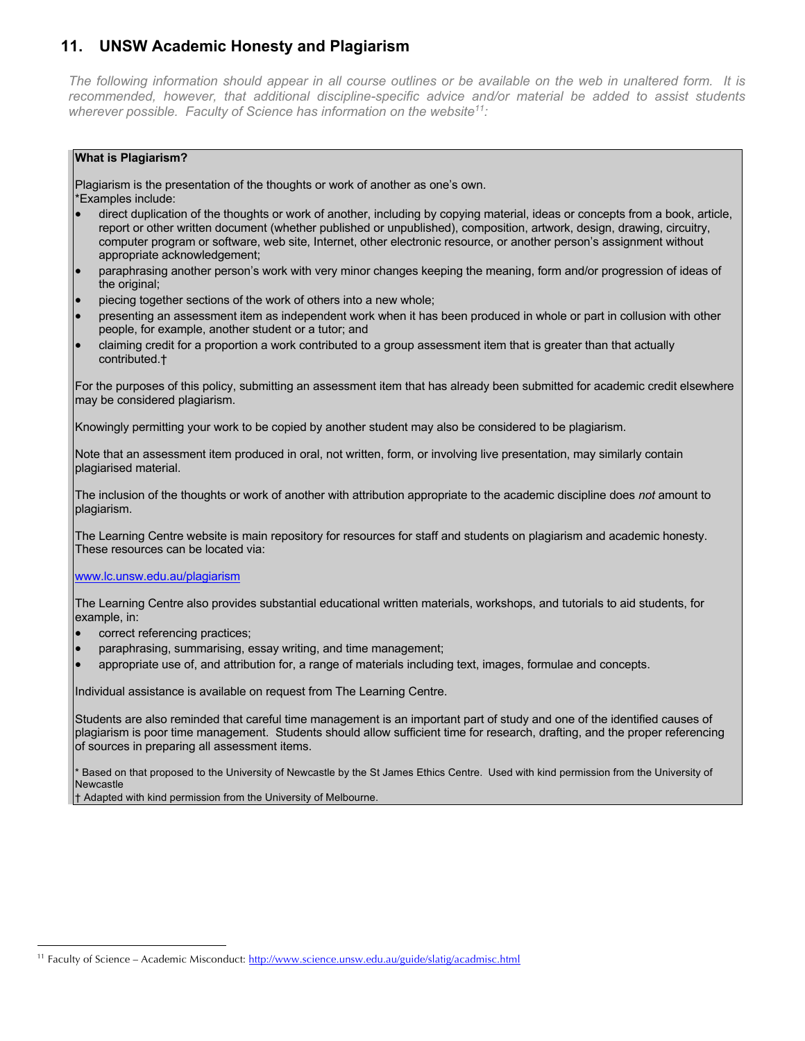## 11. UNSW Academic Honesty and Plagiarism

*The following information should appear in all course outlines or be available on the web in unaltered form. It is recommended, however, that additional discipline-specific advice and/or material be added to assist students wherever possible. Faculty of Science has information on the website[11]:*

**What is Plagiarism?**

Plagiarism is the presentation of the thoughts or work of another as one's own.
*Examples include:

- direct duplication of the thoughts or work of another, including by copying material, ideas or concepts from a book, article, report or other written document (whether published or unpublished), composition, artwork, design, drawing, circuitry, computer program or software, web site, Internet, other electronic resource, or another person's assignment without appropriate acknowledgement;
- paraphrasing another person's work with very minor changes keeping the meaning, form and/or progression of ideas of the original;
- piecing together sections of the work of others into a new whole;
- presenting an assessment item as independent work when it has been produced in whole or part in collusion with other people, for example, another student or a tutor; and
- claiming credit for a proportion a work contributed to a group assessment item that is greater than that actually contributed.†

For the purposes of this policy, submitting an assessment item that has already been submitted for academic credit elsewhere may be considered plagiarism.

Knowingly permitting your work to be copied by another student may also be considered to be plagiarism.

Note that an assessment item produced in oral, not written, form, or involving live presentation, may similarly contain plagiarised material.

The inclusion of the thoughts or work of another with attribution appropriate to the academic discipline does *not* amount to plagiarism.

The Learning Centre website is main repository for resources for staff and students on plagiarism and academic honesty. These resources can be located via:

www.lc.unsw.edu.au/plagiarism

The Learning Centre also provides substantial educational written materials, workshops, and tutorials to aid students, for example, in:

- correct referencing practices;
- paraphrasing, summarising, essay writing, and time management;
- appropriate use of, and attribution for, a range of materials including text, images, formulae and concepts.

Individual assistance is available on request from The Learning Centre.

Students are also reminded that careful time management is an important part of study and one of the identified causes of plagiarism is poor time management. Students should allow sufficient time for research, drafting, and the proper referencing of sources in preparing all assessment items.

\* Based on that proposed to the University of Newcastle by the St James Ethics Centre. Used with kind permission from the University of Newcastle
† Adapted with kind permission from the University of Melbourne.

[11] Faculty of Science – Academic Misconduct: http://www.science.unsw.edu.au/guide/slatig/acadmisc.html